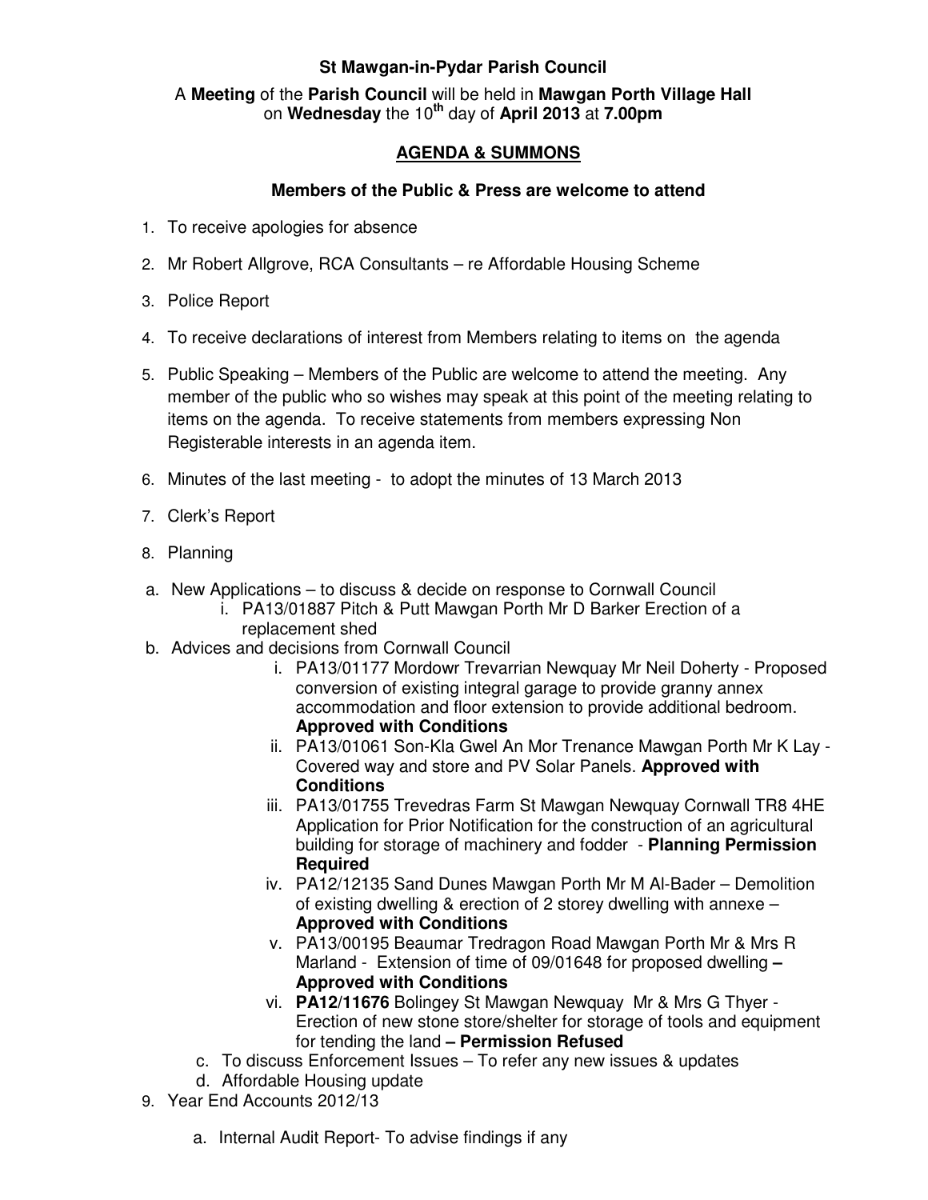**St Mawgan-in-Pydar Parish Council**

A **Meeting** of the **Parish Council** will be held in **Mawgan Porth Village Hall** on **Wednesday** the 10th day of **April 2013** at **7.00pm**

## AGENDA & SUMMONS

**Members of the Public & Press are welcome to attend**

1. To receive apologies for absence
2. Mr Robert Allgrove, RCA Consultants – re Affordable Housing Scheme
3. Police Report
4. To receive declarations of interest from Members relating to items on the agenda
5. Public Speaking – Members of the Public are welcome to attend the meeting. Any member of the public who so wishes may speak at this point of the meeting relating to items on the agenda. To receive statements from members expressing Non Registerable interests in an agenda item.
6. Minutes of the last meeting - to adopt the minutes of 13 March 2013
7. Clerk's Report
8. Planning

   a. New Applications – to discuss & decide on response to Cornwall Council
      i. PA13/01887 Pitch & Putt Mawgan Porth Mr D Barker Erection of a replacement shed

   b. Advices and decisions from Cornwall Council
      i. PA13/01177 Mordowr Trevarrian Newquay Mr Neil Doherty - Proposed conversion of existing integral garage to provide granny annex accommodation and floor extension to provide additional bedroom. **Approved with Conditions**
      ii. PA13/01061 Son-Kla Gwel An Mor Trenance Mawgan Porth Mr K Lay - Covered way and store and PV Solar Panels. **Approved with Conditions**
      iii. PA13/01755 Trevedras Farm St Mawgan Newquay Cornwall TR8 4HE Application for Prior Notification for the construction of an agricultural building for storage of machinery and fodder - **Planning Permission Required**
      iv. PA12/12135 Sand Dunes Mawgan Porth Mr M Al-Bader – Demolition of existing dwelling & erection of 2 storey dwelling with annexe – **Approved with Conditions**
      v. PA13/00195 Beaumar Tredragon Road Mawgan Porth Mr & Mrs R Marland - Extension of time of 09/01648 for proposed dwelling **– Approved with Conditions**
      vi. **PA12/11676** Bolingey St Mawgan Newquay Mr & Mrs G Thyer - Erection of new stone store/shelter for storage of tools and equipment for tending the land **– Permission Refused**

   c. To discuss Enforcement Issues – To refer any new issues & updates

   d. Affordable Housing update
9. Year End Accounts 2012/13

   a. Internal Audit Report- To advise findings if any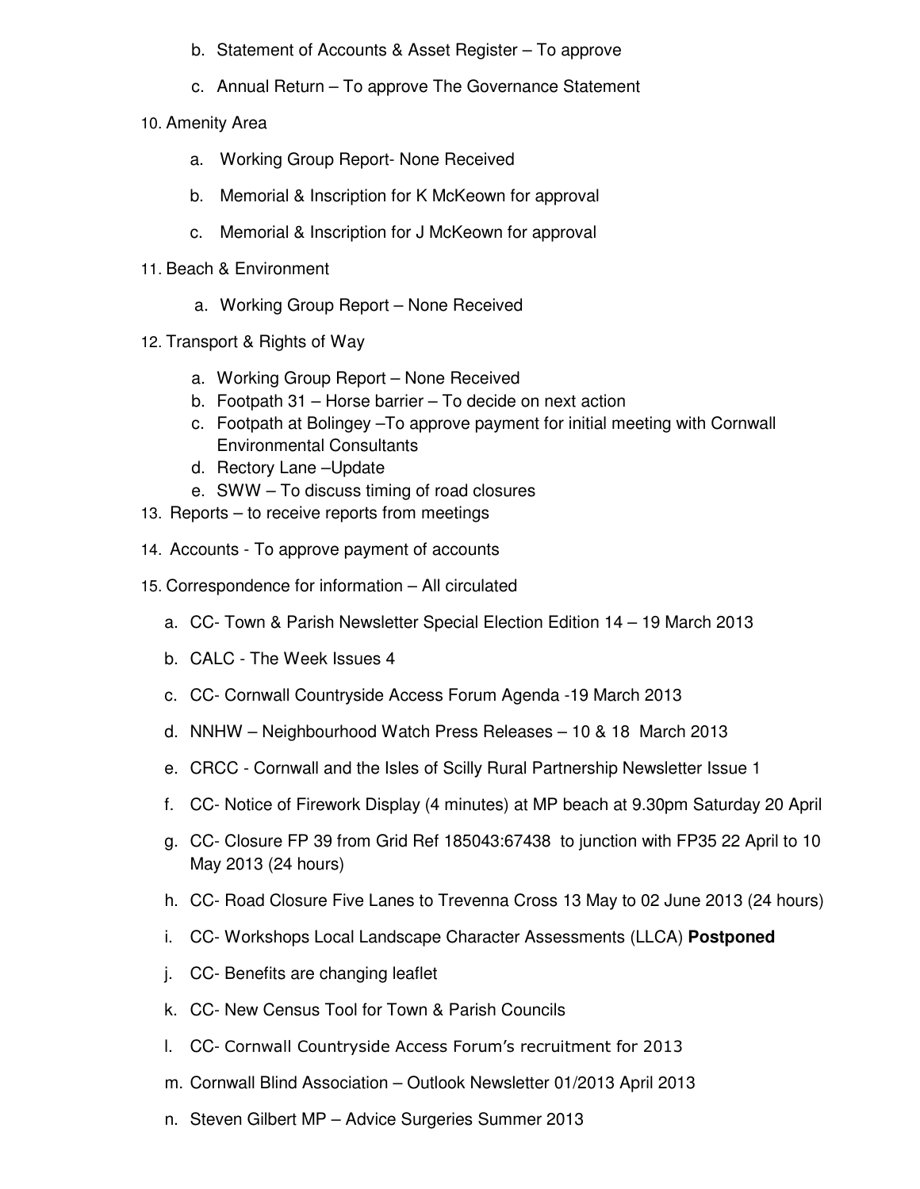b. Statement of Accounts & Asset Register – To approve

c. Annual Return – To approve The Governance Statement

10. Amenity Area

    a. Working Group Report- None Received

    b. Memorial & Inscription for K McKeown for approval

    c. Memorial & Inscription for J McKeown for approval

11. Beach & Environment

    a. Working Group Report – None Received

12. Transport & Rights of Way

    a. Working Group Report – None Received
    b. Footpath 31 – Horse barrier – To decide on next action
    c. Footpath at Bolingey –To approve payment for initial meeting with Cornwall Environmental Consultants
    d. Rectory Lane –Update
    e. SWW – To discuss timing of road closures

13. Reports – to receive reports from meetings

14. Accounts - To approve payment of accounts

15. Correspondence for information – All circulated

    a. CC- Town & Parish Newsletter Special Election Edition 14 – 19 March 2013

    b. CALC - The Week Issues 4

    c. CC- Cornwall Countryside Access Forum Agenda -19 March 2013

    d. NNHW – Neighbourhood Watch Press Releases – 10 & 18 March 2013

    e. CRCC - Cornwall and the Isles of Scilly Rural Partnership Newsletter Issue 1

    f. CC- Notice of Firework Display (4 minutes) at MP beach at 9.30pm Saturday 20 April

    g. CC- Closure FP 39 from Grid Ref 185043:67438 to junction with FP35 22 April to 10 May 2013 (24 hours)

    h. CC- Road Closure Five Lanes to Trevenna Cross 13 May to 02 June 2013 (24 hours)

    i. CC- Workshops Local Landscape Character Assessments (LLCA) **Postponed**

    j. CC- Benefits are changing leaflet

    k. CC- New Census Tool for Town & Parish Councils

    l. CC- Cornwall Countryside Access Forum's recruitment for 2013

    m. Cornwall Blind Association – Outlook Newsletter 01/2013 April 2013

    n. Steven Gilbert MP – Advice Surgeries Summer 2013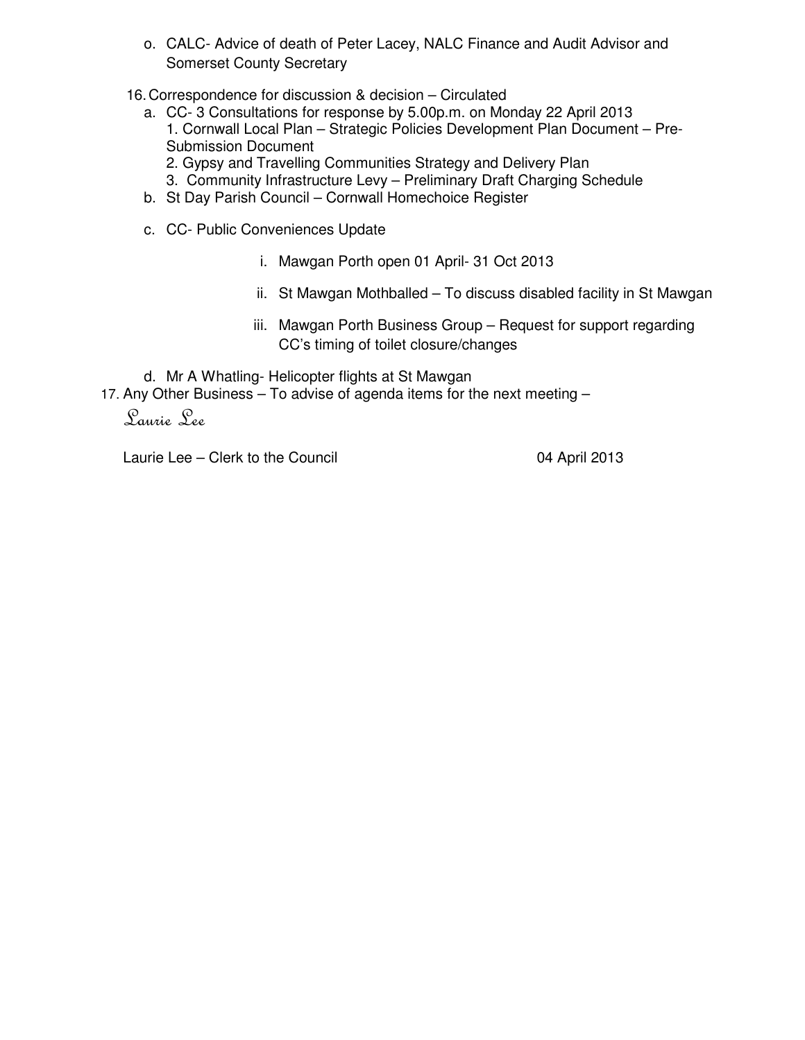o. CALC- Advice of death of Peter Lacey, NALC Finance and Audit Advisor and Somerset County Secretary

16. Correspondence for discussion & decision – Circulated
    a. CC- 3 Consultations for response by 5.00p.m. on Monday 22 April 2013
       1. Cornwall Local Plan – Strategic Policies Development Plan Document – Pre-Submission Document
       2. Gypsy and Travelling Communities Strategy and Delivery Plan
       3. Community Infrastructure Levy – Preliminary Draft Charging Schedule
    b. St Day Parish Council – Cornwall Homechoice Register
    c. CC- Public Conveniences Update
       i. Mawgan Porth open 01 April- 31 Oct 2013
       ii. St Mawgan Mothballed – To discuss disabled facility in St Mawgan
       iii. Mawgan Porth Business Group – Request for support regarding CC's timing of toilet closure/changes
    d. Mr A Whatling- Helicopter flights at St Mawgan

17. Any Other Business – To advise of agenda items for the next meeting –

*Laurie Lee*

Laurie Lee – Clerk to the Council 04 April 2013